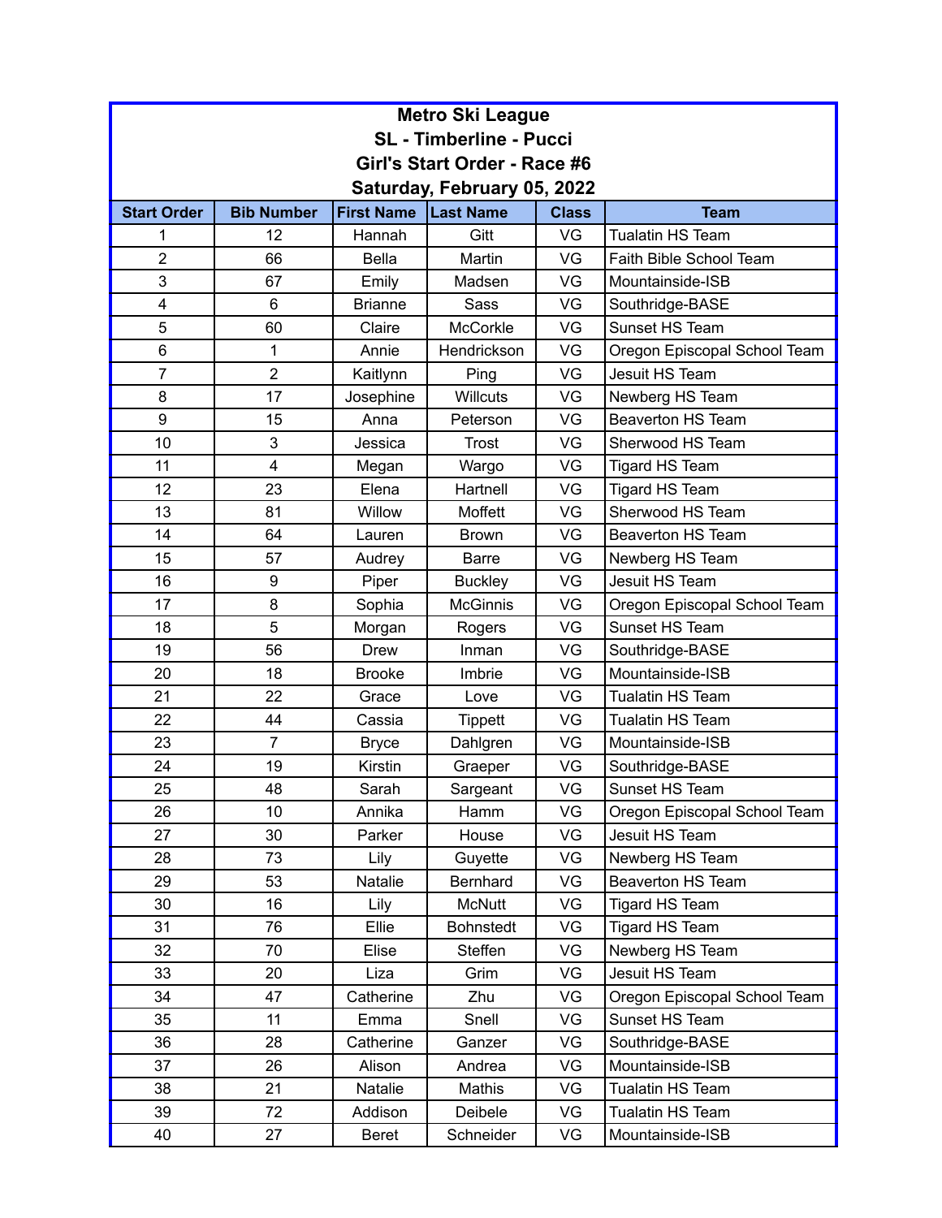# Metro Ski League

## SL - Timberline - Pucci

## Girl's Start Order - Race #6

## Saturday, February 05, 2022

| Start Order | Bib Number | First Name | Last Name | Class | Team |
|---|---|---|---|---|---|
| 1 | 12 | Hannah | Gitt | VG | Tualatin HS Team |
| 2 | 66 | Bella | Martin | VG | Faith Bible School Team |
| 3 | 67 | Emily | Madsen | VG | Mountainside-ISB |
| 4 | 6 | Brianne | Sass | VG | Southridge-BASE |
| 5 | 60 | Claire | McCorkle | VG | Sunset HS Team |
| 6 | 1 | Annie | Hendrickson | VG | Oregon Episcopal School Team |
| 7 | 2 | Kaitlynn | Ping | VG | Jesuit HS Team |
| 8 | 17 | Josephine | Willcuts | VG | Newberg HS Team |
| 9 | 15 | Anna | Peterson | VG | Beaverton HS Team |
| 10 | 3 | Jessica | Trost | VG | Sherwood HS Team |
| 11 | 4 | Megan | Wargo | VG | Tigard HS Team |
| 12 | 23 | Elena | Hartnell | VG | Tigard HS Team |
| 13 | 81 | Willow | Moffett | VG | Sherwood HS Team |
| 14 | 64 | Lauren | Brown | VG | Beaverton HS Team |
| 15 | 57 | Audrey | Barre | VG | Newberg HS Team |
| 16 | 9 | Piper | Buckley | VG | Jesuit HS Team |
| 17 | 8 | Sophia | McGinnis | VG | Oregon Episcopal School Team |
| 18 | 5 | Morgan | Rogers | VG | Sunset HS Team |
| 19 | 56 | Drew | Inman | VG | Southridge-BASE |
| 20 | 18 | Brooke | Imbrie | VG | Mountainside-ISB |
| 21 | 22 | Grace | Love | VG | Tualatin HS Team |
| 22 | 44 | Cassia | Tippett | VG | Tualatin HS Team |
| 23 | 7 | Bryce | Dahlgren | VG | Mountainside-ISB |
| 24 | 19 | Kirstin | Graeper | VG | Southridge-BASE |
| 25 | 48 | Sarah | Sargeant | VG | Sunset HS Team |
| 26 | 10 | Annika | Hamm | VG | Oregon Episcopal School Team |
| 27 | 30 | Parker | House | VG | Jesuit HS Team |
| 28 | 73 | Lily | Guyette | VG | Newberg HS Team |
| 29 | 53 | Natalie | Bernhard | VG | Beaverton HS Team |
| 30 | 16 | Lily | McNutt | VG | Tigard HS Team |
| 31 | 76 | Ellie | Bohnstedt | VG | Tigard HS Team |
| 32 | 70 | Elise | Steffen | VG | Newberg HS Team |
| 33 | 20 | Liza | Grim | VG | Jesuit HS Team |
| 34 | 47 | Catherine | Zhu | VG | Oregon Episcopal School Team |
| 35 | 11 | Emma | Snell | VG | Sunset HS Team |
| 36 | 28 | Catherine | Ganzer | VG | Southridge-BASE |
| 37 | 26 | Alison | Andrea | VG | Mountainside-ISB |
| 38 | 21 | Natalie | Mathis | VG | Tualatin HS Team |
| 39 | 72 | Addison | Deibele | VG | Tualatin HS Team |
| 40 | 27 | Beret | Schneider | VG | Mountainside-ISB |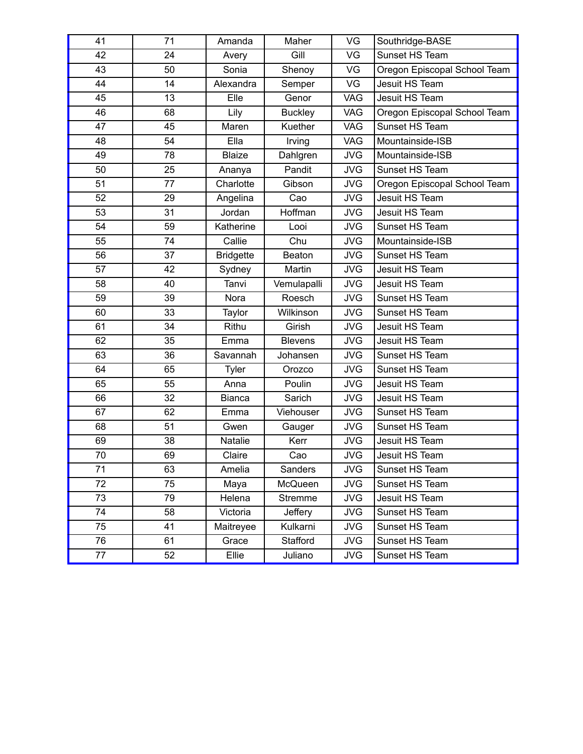| 41 | 71 | Amanda | Maher | VG | Southridge-BASE |
|---|---|---|---|---|---|
| 42 | 24 | Avery | Gill | VG | Sunset HS Team |
| 43 | 50 | Sonia | Shenoy | VG | Oregon Episcopal School Team |
| 44 | 14 | Alexandra | Semper | VG | Jesuit HS Team |
| 45 | 13 | Elle | Genor | VAG | Jesuit HS Team |
| 46 | 68 | Lily | Buckley | VAG | Oregon Episcopal School Team |
| 47 | 45 | Maren | Kuether | VAG | Sunset HS Team |
| 48 | 54 | Ella | Irving | VAG | Mountainside-ISB |
| 49 | 78 | Blaize | Dahlgren | JVG | Mountainside-ISB |
| 50 | 25 | Ananya | Pandit | JVG | Sunset HS Team |
| 51 | 77 | Charlotte | Gibson | JVG | Oregon Episcopal School Team |
| 52 | 29 | Angelina | Cao | JVG | Jesuit HS Team |
| 53 | 31 | Jordan | Hoffman | JVG | Jesuit HS Team |
| 54 | 59 | Katherine | Looi | JVG | Sunset HS Team |
| 55 | 74 | Callie | Chu | JVG | Mountainside-ISB |
| 56 | 37 | Bridgette | Beaton | JVG | Sunset HS Team |
| 57 | 42 | Sydney | Martin | JVG | Jesuit HS Team |
| 58 | 40 | Tanvi | Vemulapalli | JVG | Jesuit HS Team |
| 59 | 39 | Nora | Roesch | JVG | Sunset HS Team |
| 60 | 33 | Taylor | Wilkinson | JVG | Sunset HS Team |
| 61 | 34 | Rithu | Girish | JVG | Jesuit HS Team |
| 62 | 35 | Emma | Blevens | JVG | Jesuit HS Team |
| 63 | 36 | Savannah | Johansen | JVG | Sunset HS Team |
| 64 | 65 | Tyler | Orozco | JVG | Sunset HS Team |
| 65 | 55 | Anna | Poulin | JVG | Jesuit HS Team |
| 66 | 32 | Bianca | Sarich | JVG | Jesuit HS Team |
| 67 | 62 | Emma | Viehouser | JVG | Sunset HS Team |
| 68 | 51 | Gwen | Gauger | JVG | Sunset HS Team |
| 69 | 38 | Natalie | Kerr | JVG | Jesuit HS Team |
| 70 | 69 | Claire | Cao | JVG | Jesuit HS Team |
| 71 | 63 | Amelia | Sanders | JVG | Sunset HS Team |
| 72 | 75 | Maya | McQueen | JVG | Sunset HS Team |
| 73 | 79 | Helena | Stremme | JVG | Jesuit HS Team |
| 74 | 58 | Victoria | Jeffery | JVG | Sunset HS Team |
| 75 | 41 | Maitreyee | Kulkarni | JVG | Sunset HS Team |
| 76 | 61 | Grace | Stafford | JVG | Sunset HS Team |
| 77 | 52 | Ellie | Juliano | JVG | Sunset HS Team |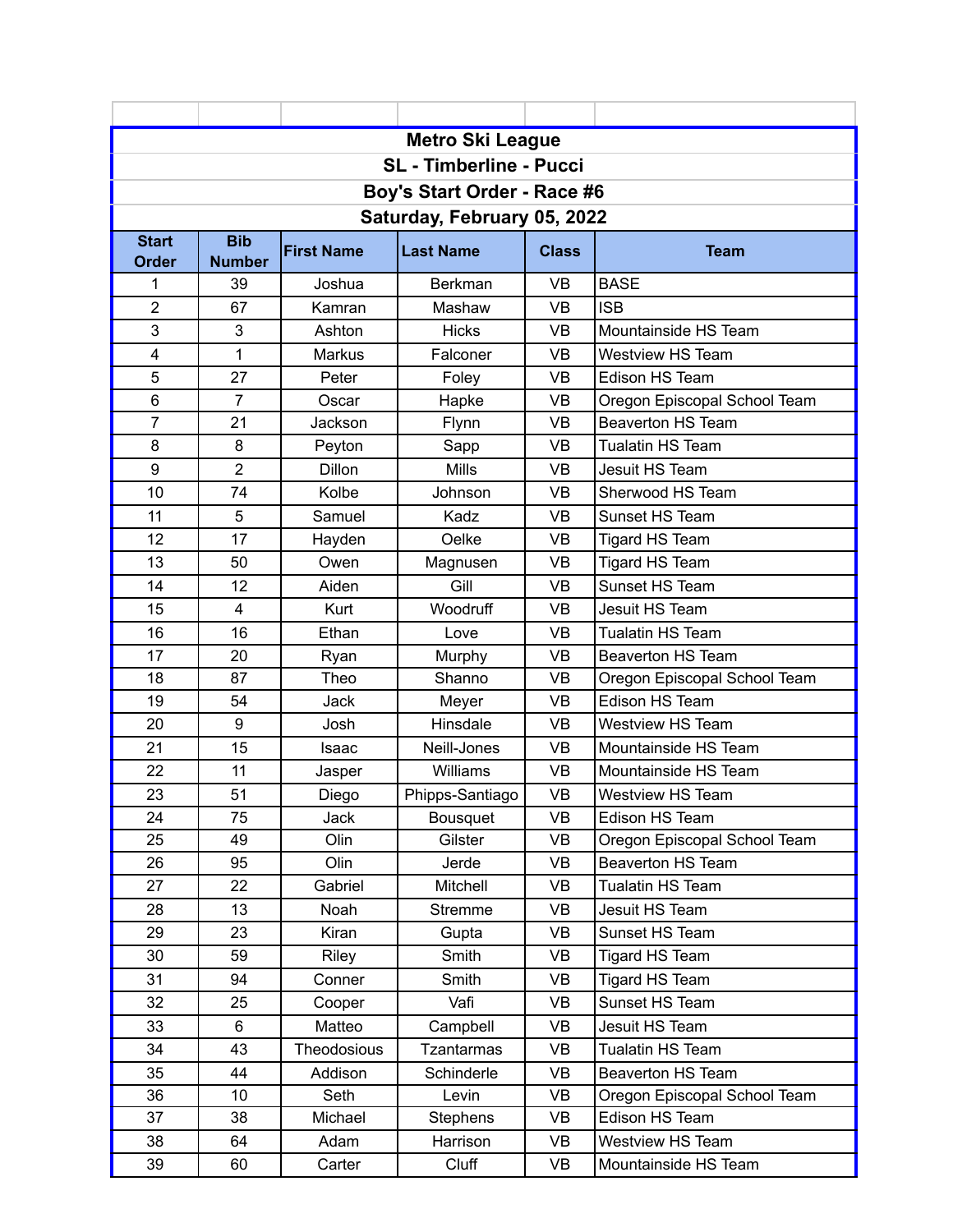# Metro Ski League

## SL - Timberline - Pucci

## Boy's Start Order - Race #6

## Saturday, February 05, 2022

| Start Order | Bib Number | First Name | Last Name | Class | Team |
|---|---|---|---|---|---|
| 1 | 39 | Joshua | Berkman | VB | BASE |
| 2 | 67 | Kamran | Mashaw | VB | ISB |
| 3 | 3 | Ashton | Hicks | VB | Mountainside HS Team |
| 4 | 1 | Markus | Falconer | VB | Westview HS Team |
| 5 | 27 | Peter | Foley | VB | Edison HS Team |
| 6 | 7 | Oscar | Hapke | VB | Oregon Episcopal School Team |
| 7 | 21 | Jackson | Flynn | VB | Beaverton HS Team |
| 8 | 8 | Peyton | Sapp | VB | Tualatin HS Team |
| 9 | 2 | Dillon | Mills | VB | Jesuit HS Team |
| 10 | 74 | Kolbe | Johnson | VB | Sherwood HS Team |
| 11 | 5 | Samuel | Kadz | VB | Sunset HS Team |
| 12 | 17 | Hayden | Oelke | VB | Tigard HS Team |
| 13 | 50 | Owen | Magnusen | VB | Tigard HS Team |
| 14 | 12 | Aiden | Gill | VB | Sunset HS Team |
| 15 | 4 | Kurt | Woodruff | VB | Jesuit HS Team |
| 16 | 16 | Ethan | Love | VB | Tualatin HS Team |
| 17 | 20 | Ryan | Murphy | VB | Beaverton HS Team |
| 18 | 87 | Theo | Shanno | VB | Oregon Episcopal School Team |
| 19 | 54 | Jack | Meyer | VB | Edison HS Team |
| 20 | 9 | Josh | Hinsdale | VB | Westview HS Team |
| 21 | 15 | Isaac | Neill-Jones | VB | Mountainside HS Team |
| 22 | 11 | Jasper | Williams | VB | Mountainside HS Team |
| 23 | 51 | Diego | Phipps-Santiago | VB | Westview HS Team |
| 24 | 75 | Jack | Bousquet | VB | Edison HS Team |
| 25 | 49 | Olin | Gilster | VB | Oregon Episcopal School Team |
| 26 | 95 | Olin | Jerde | VB | Beaverton HS Team |
| 27 | 22 | Gabriel | Mitchell | VB | Tualatin HS Team |
| 28 | 13 | Noah | Stremme | VB | Jesuit HS Team |
| 29 | 23 | Kiran | Gupta | VB | Sunset HS Team |
| 30 | 59 | Riley | Smith | VB | Tigard HS Team |
| 31 | 94 | Conner | Smith | VB | Tigard HS Team |
| 32 | 25 | Cooper | Vafi | VB | Sunset HS Team |
| 33 | 6 | Matteo | Campbell | VB | Jesuit HS Team |
| 34 | 43 | Theodosious | Tzantarmas | VB | Tualatin HS Team |
| 35 | 44 | Addison | Schinderle | VB | Beaverton HS Team |
| 36 | 10 | Seth | Levin | VB | Oregon Episcopal School Team |
| 37 | 38 | Michael | Stephens | VB | Edison HS Team |
| 38 | 64 | Adam | Harrison | VB | Westview HS Team |
| 39 | 60 | Carter | Cluff | VB | Mountainside HS Team |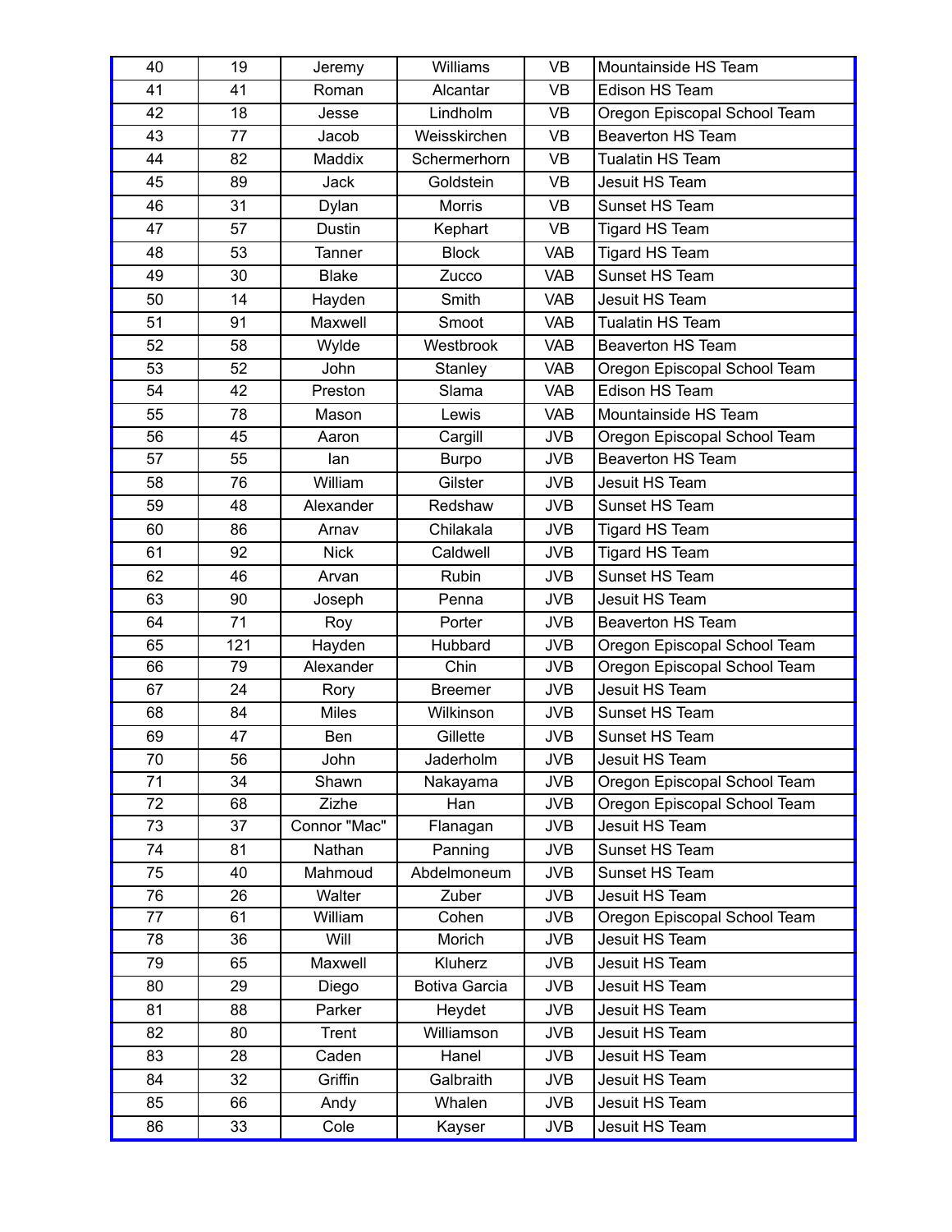| | | | | | |
|---|---|---|---|---|---|
| 40 | 19 | Jeremy | Williams | VB | Mountainside HS Team |
| 41 | 41 | Roman | Alcantar | VB | Edison HS Team |
| 42 | 18 | Jesse | Lindholm | VB | Oregon Episcopal School Team |
| 43 | 77 | Jacob | Weisskirchen | VB | Beaverton HS Team |
| 44 | 82 | Maddix | Schermerhorn | VB | Tualatin HS Team |
| 45 | 89 | Jack | Goldstein | VB | Jesuit HS Team |
| 46 | 31 | Dylan | Morris | VB | Sunset HS Team |
| 47 | 57 | Dustin | Kephart | VB | Tigard HS Team |
| 48 | 53 | Tanner | Block | VAB | Tigard HS Team |
| 49 | 30 | Blake | Zucco | VAB | Sunset HS Team |
| 50 | 14 | Hayden | Smith | VAB | Jesuit HS Team |
| 51 | 91 | Maxwell | Smoot | VAB | Tualatin HS Team |
| 52 | 58 | Wylde | Westbrook | VAB | Beaverton HS Team |
| 53 | 52 | John | Stanley | VAB | Oregon Episcopal School Team |
| 54 | 42 | Preston | Slama | VAB | Edison HS Team |
| 55 | 78 | Mason | Lewis | VAB | Mountainside HS Team |
| 56 | 45 | Aaron | Cargill | JVB | Oregon Episcopal School Team |
| 57 | 55 | Ian | Burpo | JVB | Beaverton HS Team |
| 58 | 76 | William | Gilster | JVB | Jesuit HS Team |
| 59 | 48 | Alexander | Redshaw | JVB | Sunset HS Team |
| 60 | 86 | Arnav | Chilakala | JVB | Tigard HS Team |
| 61 | 92 | Nick | Caldwell | JVB | Tigard HS Team |
| 62 | 46 | Arvan | Rubin | JVB | Sunset HS Team |
| 63 | 90 | Joseph | Penna | JVB | Jesuit HS Team |
| 64 | 71 | Roy | Porter | JVB | Beaverton HS Team |
| 65 | 121 | Hayden | Hubbard | JVB | Oregon Episcopal School Team |
| 66 | 79 | Alexander | Chin | JVB | Oregon Episcopal School Team |
| 67 | 24 | Rory | Breemer | JVB | Jesuit HS Team |
| 68 | 84 | Miles | Wilkinson | JVB | Sunset HS Team |
| 69 | 47 | Ben | Gillette | JVB | Sunset HS Team |
| 70 | 56 | John | Jaderholm | JVB | Jesuit HS Team |
| 71 | 34 | Shawn | Nakayama | JVB | Oregon Episcopal School Team |
| 72 | 68 | Zizhe | Han | JVB | Oregon Episcopal School Team |
| 73 | 37 | Connor "Mac" | Flanagan | JVB | Jesuit HS Team |
| 74 | 81 | Nathan | Panning | JVB | Sunset HS Team |
| 75 | 40 | Mahmoud | Abdelmoneum | JVB | Sunset HS Team |
| 76 | 26 | Walter | Zuber | JVB | Jesuit HS Team |
| 77 | 61 | William | Cohen | JVB | Oregon Episcopal School Team |
| 78 | 36 | Will | Morich | JVB | Jesuit HS Team |
| 79 | 65 | Maxwell | Kluherz | JVB | Jesuit HS Team |
| 80 | 29 | Diego | Botiva Garcia | JVB | Jesuit HS Team |
| 81 | 88 | Parker | Heydet | JVB | Jesuit HS Team |
| 82 | 80 | Trent | Williamson | JVB | Jesuit HS Team |
| 83 | 28 | Caden | Hanel | JVB | Jesuit HS Team |
| 84 | 32 | Griffin | Galbraith | JVB | Jesuit HS Team |
| 85 | 66 | Andy | Whalen | JVB | Jesuit HS Team |
| 86 | 33 | Cole | Kayser | JVB | Jesuit HS Team |